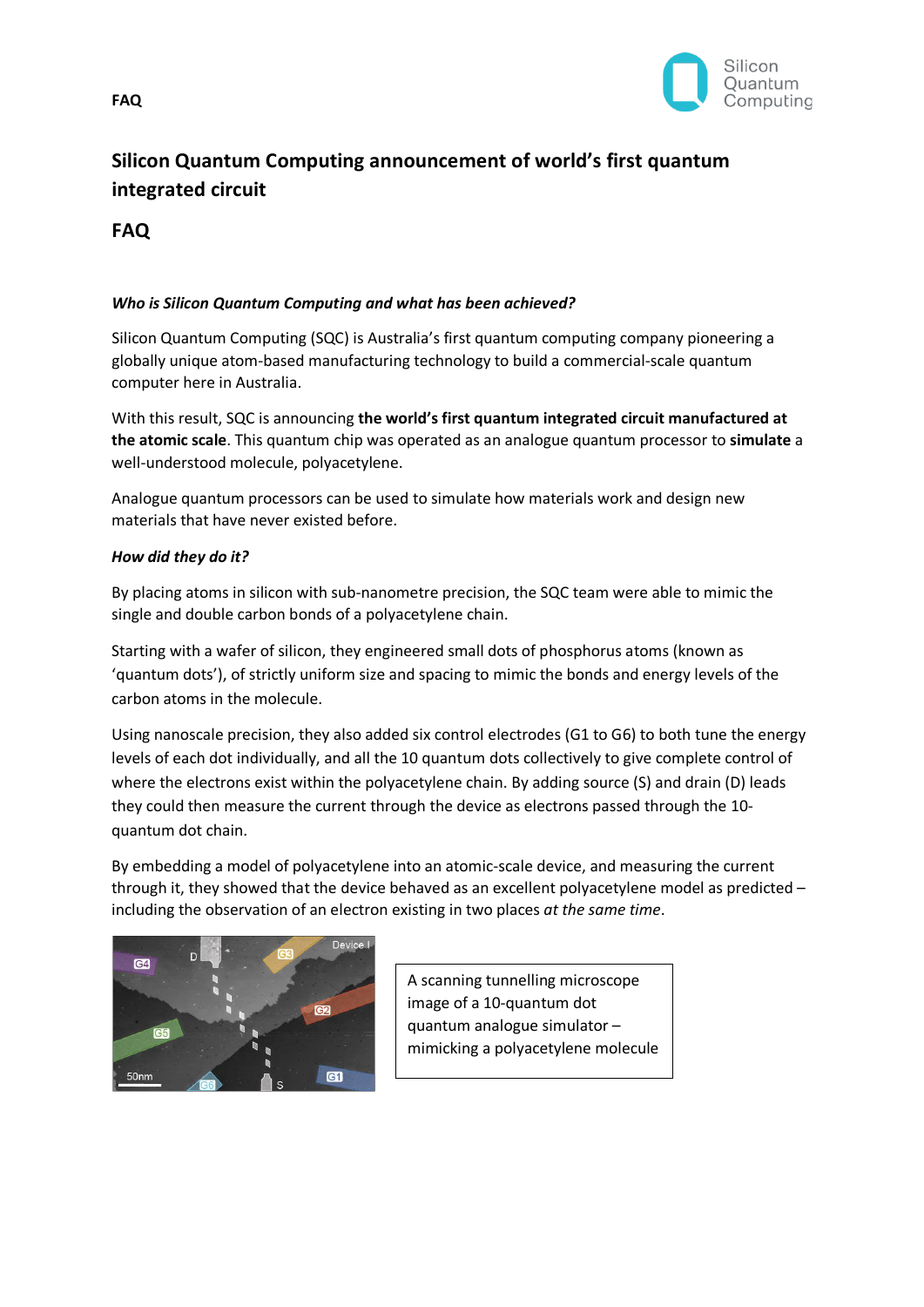# Silicon Quantum Computing announcement of world's first quantum integrated circuit

## FAQ

***Who is Silicon Quantum Computing and what has been achieved?***

Silicon Quantum Computing (SQC) is Australia's first quantum computing company pioneering a globally unique atom-based manufacturing technology to build a commercial-scale quantum computer here in Australia.

With this result, SQC is announcing **the world's first quantum integrated circuit manufactured at the atomic scale**. This quantum chip was operated as an analogue quantum processor to **simulate** a well-understood molecule, polyacetylene.

Analogue quantum processors can be used to simulate how materials work and design new materials that have never existed before.

***How did they do it?***

By placing atoms in silicon with sub-nanometre precision, the SQC team were able to mimic the single and double carbon bonds of a polyacetylene chain.

Starting with a wafer of silicon, they engineered small dots of phosphorus atoms (known as 'quantum dots'), of strictly uniform size and spacing to mimic the bonds and energy levels of the carbon atoms in the molecule.

Using nanoscale precision, they also added six control electrodes (G1 to G6) to both tune the energy levels of each dot individually, and all the 10 quantum dots collectively to give complete control of where the electrons exist within the polyacetylene chain. By adding source (S) and drain (D) leads they could then measure the current through the device as electrons passed through the 10-quantum dot chain.

By embedding a model of polyacetylene into an atomic-scale device, and measuring the current through it, they showed that the device behaved as an excellent polyacetylene model as predicted – including the observation of an electron existing in two places *at the same time*.

A scanning tunnelling microscope image of a 10-quantum dot quantum analogue simulator – mimicking a polyacetylene molecule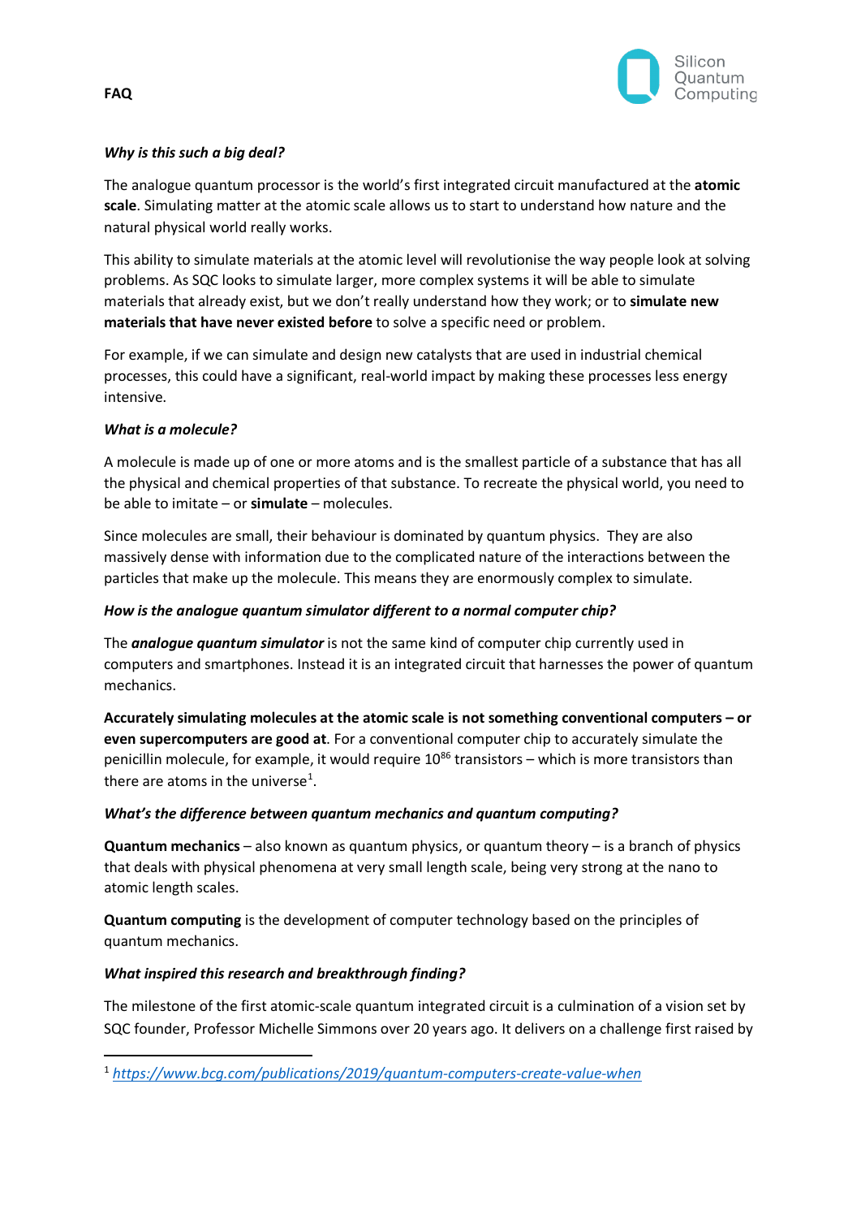# FAQ

***Why is this such a big deal?***

The analogue quantum processor is the world's first integrated circuit manufactured at the **atomic scale**. Simulating matter at the atomic scale allows us to start to understand how nature and the natural physical world really works.

This ability to simulate materials at the atomic level will revolutionise the way people look at solving problems. As SQC looks to simulate larger, more complex systems it will be able to simulate materials that already exist, but we don't really understand how they work; or to **simulate new materials that have never existed before** to solve a specific need or problem.

For example, if we can simulate and design new catalysts that are used in industrial chemical processes, this could have a significant, real-world impact by making these processes less energy intensive.

***What is a molecule?***

A molecule is made up of one or more atoms and is the smallest particle of a substance that has all the physical and chemical properties of that substance. To recreate the physical world, you need to be able to imitate – or **simulate** – molecules.

Since molecules are small, their behaviour is dominated by quantum physics. They are also massively dense with information due to the complicated nature of the interactions between the particles that make up the molecule. This means they are enormously complex to simulate.

***How is the analogue quantum simulator different to a normal computer chip?***

The ***analogue quantum simulator*** is not the same kind of computer chip currently used in computers and smartphones. Instead it is an integrated circuit that harnesses the power of quantum mechanics.

**Accurately simulating molecules at the atomic scale is not something conventional computers – or even supercomputers are good at**. For a conventional computer chip to accurately simulate the penicillin molecule, for example, it would require $10^{86}$ transistors – which is more transistors than there are atoms in the universe[1].

***What's the difference between quantum mechanics and quantum computing?***

**Quantum mechanics** – also known as quantum physics, or quantum theory – is a branch of physics that deals with physical phenomena at very small length scale, being very strong at the nano to atomic length scales.

**Quantum computing** is the development of computer technology based on the principles of quantum mechanics.

***What inspired this research and breakthrough finding?***

The milestone of the first atomic-scale quantum integrated circuit is a culmination of a vision set by SQC founder, Professor Michelle Simmons over 20 years ago. It delivers on a challenge first raised by

---

[1] *https://www.bcg.com/publications/2019/quantum-computers-create-value-when*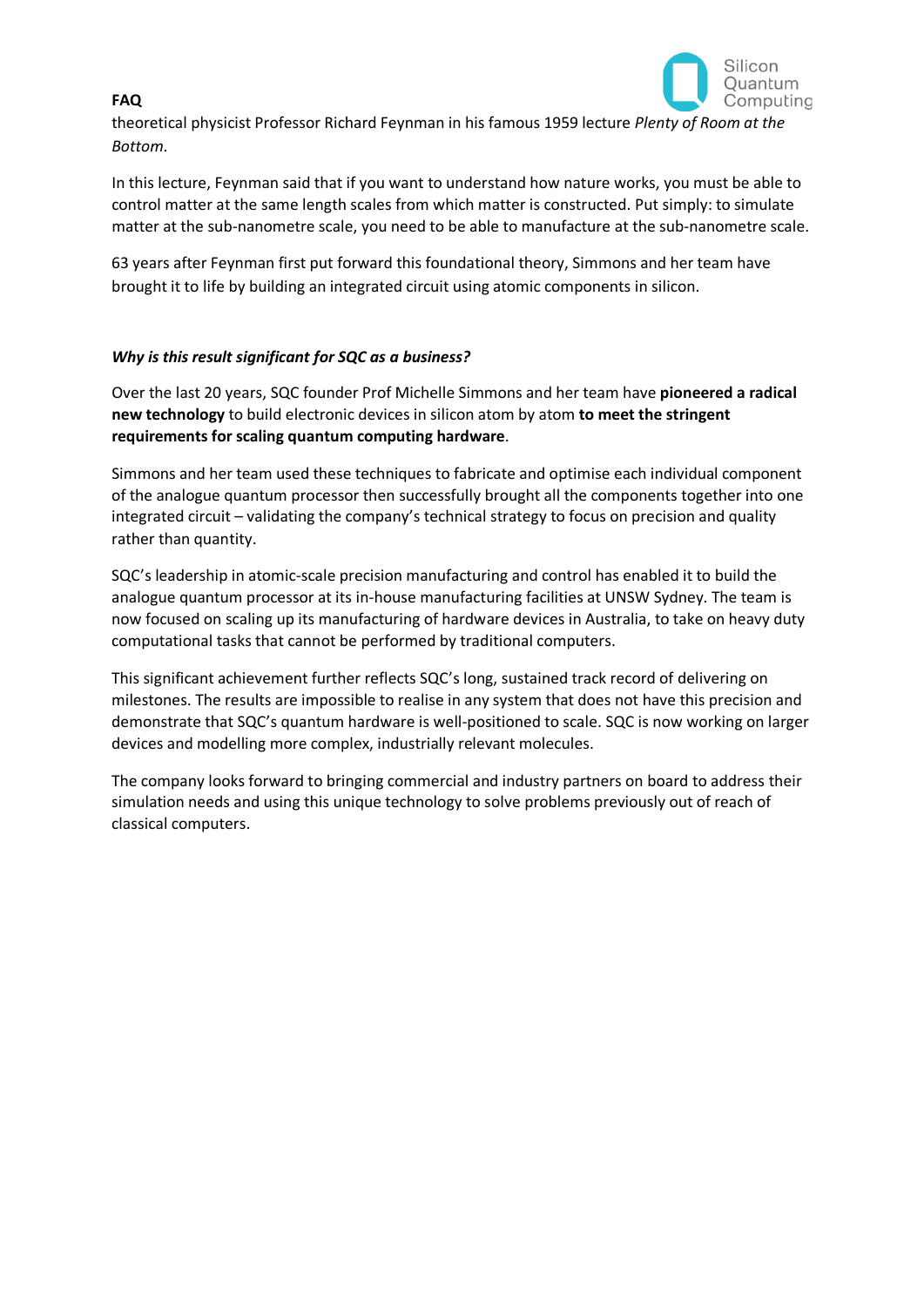theoretical physicist Professor Richard Feynman in his famous 1959 lecture *Plenty of Room at the Bottom*.

In this lecture, Feynman said that if you want to understand how nature works, you must be able to control matter at the same length scales from which matter is constructed. Put simply: to simulate matter at the sub-nanometre scale, you need to be able to manufacture at the sub-nanometre scale.

63 years after Feynman first put forward this foundational theory, Simmons and her team have brought it to life by building an integrated circuit using atomic components in silicon.

***Why is this result significant for SQC as a business?***

Over the last 20 years, SQC founder Prof Michelle Simmons and her team have **pioneered a radical new technology** to build electronic devices in silicon atom by atom **to meet the stringent requirements for scaling quantum computing hardware**.

Simmons and her team used these techniques to fabricate and optimise each individual component of the analogue quantum processor then successfully brought all the components together into one integrated circuit – validating the company's technical strategy to focus on precision and quality rather than quantity.

SQC's leadership in atomic-scale precision manufacturing and control has enabled it to build the analogue quantum processor at its in-house manufacturing facilities at UNSW Sydney. The team is now focused on scaling up its manufacturing of hardware devices in Australia, to take on heavy duty computational tasks that cannot be performed by traditional computers.

This significant achievement further reflects SQC's long, sustained track record of delivering on milestones. The results are impossible to realise in any system that does not have this precision and demonstrate that SQC's quantum hardware is well-positioned to scale. SQC is now working on larger devices and modelling more complex, industrially relevant molecules.

The company looks forward to bringing commercial and industry partners on board to address their simulation needs and using this unique technology to solve problems previously out of reach of classical computers.